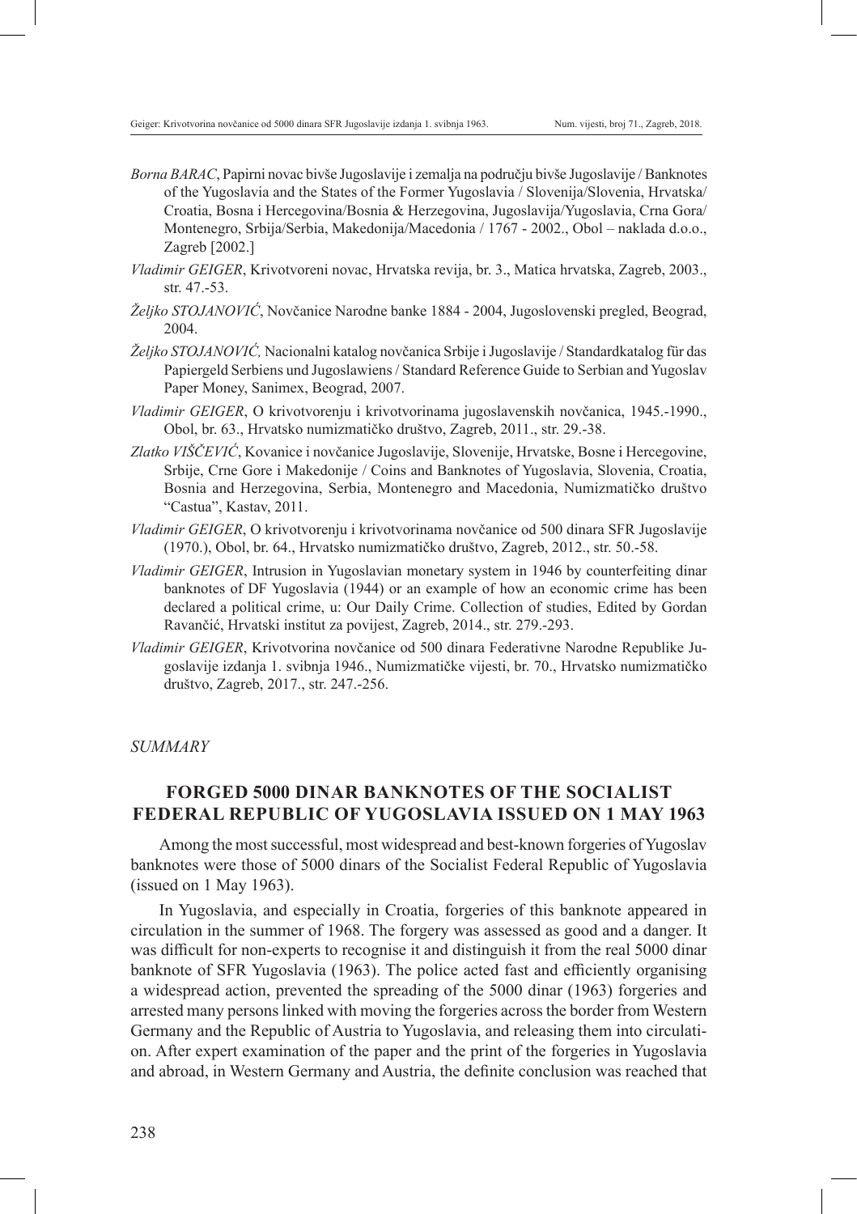*Borna BARAC*, Papirni novac bivše Jugoslavije i zemalja na području bivše Jugoslavije / Banknotes of the Yugoslavia and the States of the Former Yugoslavia / Slovenija/Slovenia, Hrvatska/ Croatia, Bosna i Hercegovina/Bosnia & Herzegovina, Jugoslavija/Yugoslavia, Crna Gora/ Montenegro, Srbija/Serbia, Makedonija/Macedonia / 1767 - 2002., Obol – naklada d.o.o., Zagreb [2002.]

*Vladimir GEIGER*, Krivotvoreni novac, Hrvatska revija, br. 3., Matica hrvatska, Zagreb, 2003., str. 47.-53.

*Željko STOJANOVIĆ*, Novčanice Narodne banke 1884 - 2004, Jugoslovenski pregled, Beograd, 2004.

*Željko STOJANOVIĆ,* Nacionalni katalog novčanica Srbije i Jugoslavije / Standardkatalog für das Papiergeld Serbiens und Jugoslawiens / Standard Reference Guide to Serbian and Yugoslav Paper Money, Sanimex, Beograd, 2007.

*Vladimir GEIGER*, O krivotvorenju i krivotvorinama jugoslavenskih novčanica, 1945.-1990., Obol, br. 63., Hrvatsko numizmatičko društvo, Zagreb, 2011., str. 29.-38.

*Zlatko VIŠČEVIĆ*, Kovanice i novčanice Jugoslavije, Slovenije, Hrvatske, Bosne i Hercegovine, Srbije, Crne Gore i Makedonije / Coins and Banknotes of Yugoslavia, Slovenia, Croatia, Bosnia and Herzegovina, Serbia, Montenegro and Macedonia, Numizmatičko društvo "Castua", Kastav, 2011.

*Vladimir GEIGER*, O krivotvorenju i krivotvorinama novčanice od 500 dinara SFR Jugoslavije (1970.), Obol, br. 64., Hrvatsko numizmatičko društvo, Zagreb, 2012., str. 50.-58.

*Vladimir GEIGER*, Intrusion in Yugoslavian monetary system in 1946 by counterfeiting dinar banknotes of DF Yugoslavia (1944) or an example of how an economic crime has been declared a political crime, u: Our Daily Crime. Collection of studies, Edited by Gordan Ravančić, Hrvatski institut za povijest, Zagreb, 2014., str. 279.-293.

*Vladimir GEIGER*, Krivotvorina novčanice od 500 dinara Federativne Narodne Republike Jugoslavije izdanja 1. svibnja 1946., Numizmatičke vijesti, br. 70., Hrvatsko numizmatičko društvo, Zagreb, 2017., str. 247.-256.

*SUMMARY*

## FORGED 5000 DINAR BANKNOTES OF THE SOCIALIST FEDERAL REPUBLIC OF YUGOSLAVIA ISSUED ON 1 MAY 1963

Among the most successful, most widespread and best-known forgeries of Yugoslav banknotes were those of 5000 dinars of the Socialist Federal Republic of Yugoslavia (issued on 1 May 1963).

In Yugoslavia, and especially in Croatia, forgeries of this banknote appeared in circulation in the summer of 1968. The forgery was assessed as good and a danger. It was difficult for non-experts to recognise it and distinguish it from the real 5000 dinar banknote of SFR Yugoslavia (1963). The police acted fast and efficiently organising a widespread action, prevented the spreading of the 5000 dinar (1963) forgeries and arrested many persons linked with moving the forgeries across the border from Western Germany and the Republic of Austria to Yugoslavia, and releasing them into circulation. After expert examination of the paper and the print of the forgeries in Yugoslavia and abroad, in Western Germany and Austria, the definite conclusion was reached that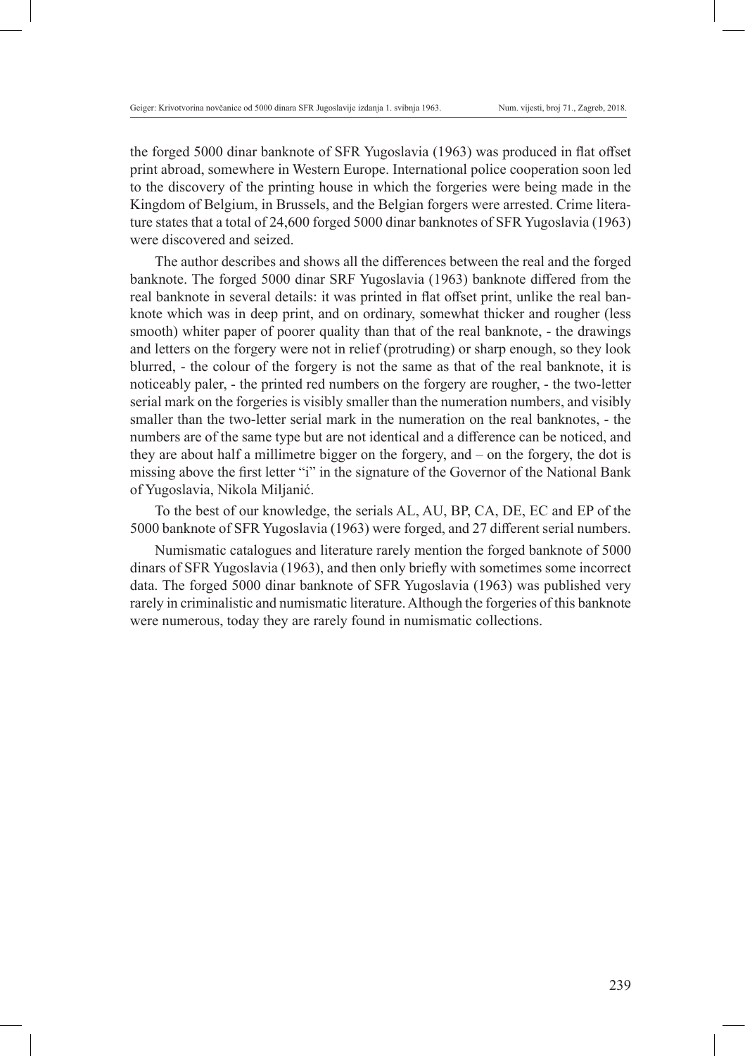the forged 5000 dinar banknote of SFR Yugoslavia (1963) was produced in flat offset print abroad, somewhere in Western Europe. International police cooperation soon led to the discovery of the printing house in which the forgeries were being made in the Kingdom of Belgium, in Brussels, and the Belgian forgers were arrested. Crime literature states that a total of 24,600 forged 5000 dinar banknotes of SFR Yugoslavia (1963) were discovered and seized.

The author describes and shows all the differences between the real and the forged banknote. The forged 5000 dinar SRF Yugoslavia (1963) banknote differed from the real banknote in several details: it was printed in flat offset print, unlike the real banknote which was in deep print, and on ordinary, somewhat thicker and rougher (less smooth) whiter paper of poorer quality than that of the real banknote, - the drawings and letters on the forgery were not in relief (protruding) or sharp enough, so they look blurred, - the colour of the forgery is not the same as that of the real banknote, it is noticeably paler, - the printed red numbers on the forgery are rougher, - the two-letter serial mark on the forgeries is visibly smaller than the numeration numbers, and visibly smaller than the two-letter serial mark in the numeration on the real banknotes, - the numbers are of the same type but are not identical and a difference can be noticed, and they are about half a millimetre bigger on the forgery, and – on the forgery, the dot is missing above the first letter "i" in the signature of the Governor of the National Bank of Yugoslavia, Nikola Miljanić.

To the best of our knowledge, the serials AL, AU, BP, CA, DE, EC and EP of the 5000 banknote of SFR Yugoslavia (1963) were forged, and 27 different serial numbers.

Numismatic catalogues and literature rarely mention the forged banknote of 5000 dinars of SFR Yugoslavia (1963), and then only briefly with sometimes some incorrect data. The forged 5000 dinar banknote of SFR Yugoslavia (1963) was published very rarely in criminalistic and numismatic literature. Although the forgeries of this banknote were numerous, today they are rarely found in numismatic collections.